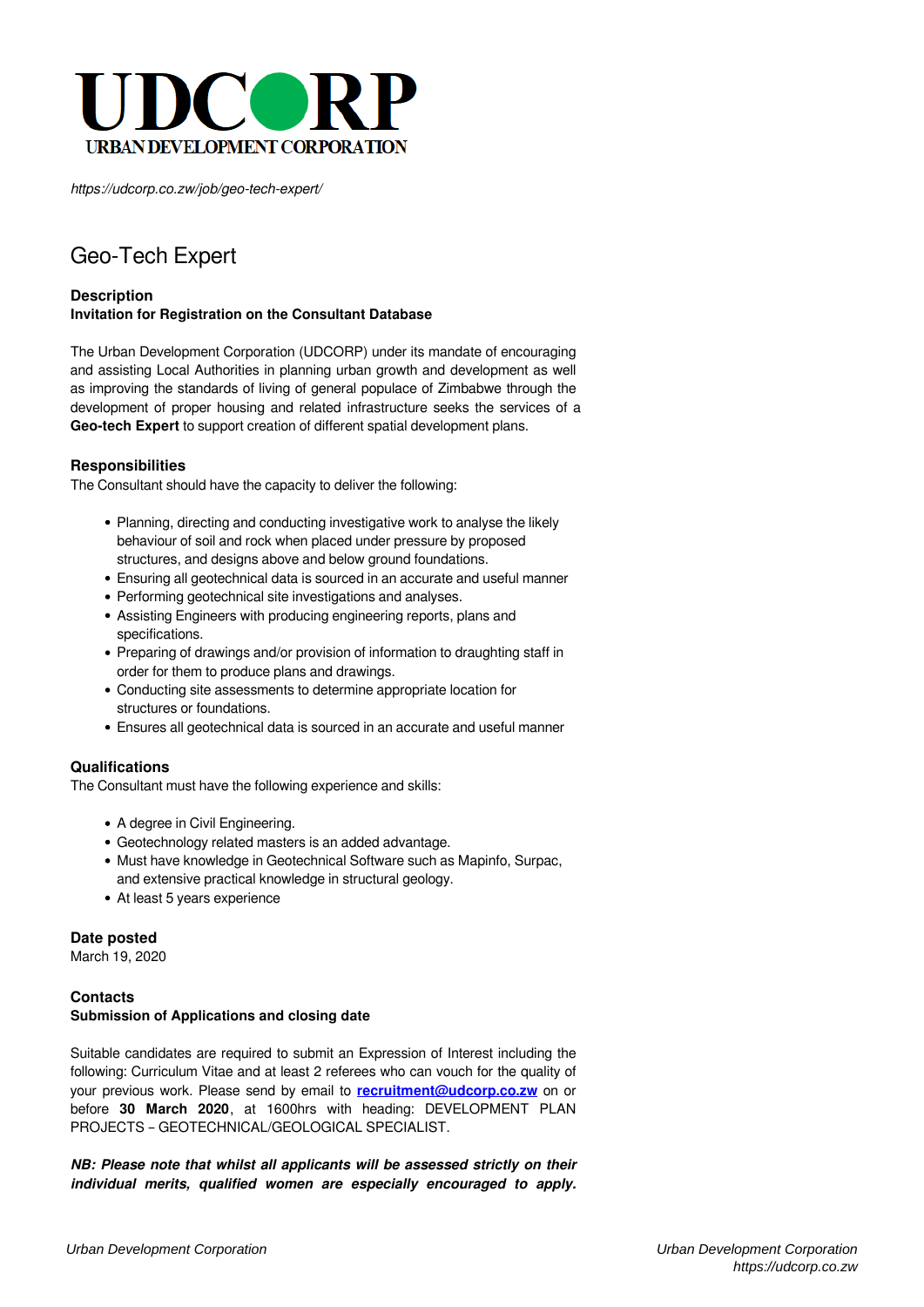# UDCORP

URBAN DEVELOPMENT CORPORATION

*https://udcorp.co.zw/job/geo-tech-expert/*

## Geo-Tech Expert

**Description**

**Invitation for Registration on the Consultant Database**

The Urban Development Corporation (UDCORP) under its mandate of encouraging and assisting Local Authorities in planning urban growth and development as well as improving the standards of living of general populace of Zimbabwe through the development of proper housing and related infrastructure seeks the services of a **Geo-tech Expert** to support creation of different spatial development plans.

**Responsibilities**

The Consultant should have the capacity to deliver the following:

- Planning, directing and conducting investigative work to analyse the likely behaviour of soil and rock when placed under pressure by proposed structures, and designs above and below ground foundations.
- Ensuring all geotechnical data is sourced in an accurate and useful manner
- Performing geotechnical site investigations and analyses.
- Assisting Engineers with producing engineering reports, plans and specifications.
- Preparing of drawings and/or provision of information to draughting staff in order for them to produce plans and drawings.
- Conducting site assessments to determine appropriate location for structures or foundations.
- Ensures all geotechnical data is sourced in an accurate and useful manner

**Qualifications**

The Consultant must have the following experience and skills:

- A degree in Civil Engineering.
- Geotechnology related masters is an added advantage.
- Must have knowledge in Geotechnical Software such as Mapinfo, Surpac, and extensive practical knowledge in structural geology.
- At least 5 years experience

**Date posted**

March 19, 2020

**Contacts**

**Submission of Applications and closing date**

Suitable candidates are required to submit an Expression of Interest including the following: Curriculum Vitae and at least 2 referees who can vouch for the quality of your previous work. Please send by email to **recruitment@udcorp.co.zw** on or before **30 March 2020**, at 1600hrs with heading: DEVELOPMENT PLAN PROJECTS – GEOTECHNICAL/GEOLOGICAL SPECIALIST.

***NB: Please note that whilst all applicants will be assessed strictly on their individual merits, qualified women are especially encouraged to apply.***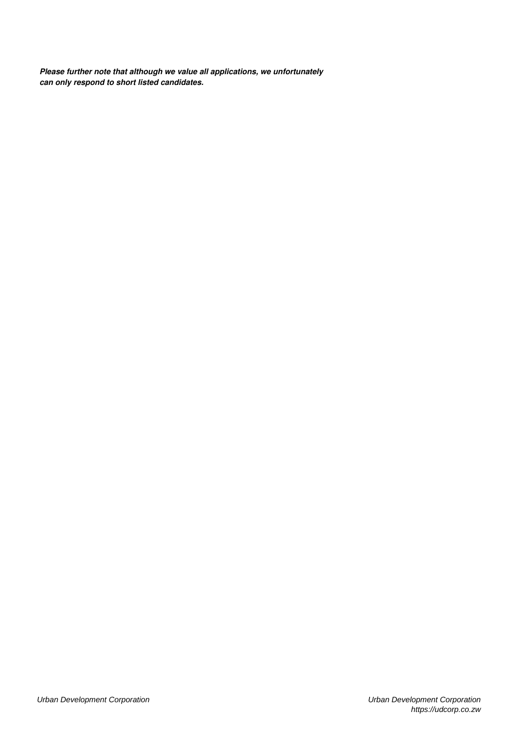***Please further note that although we value all applications, we unfortunately can only respond to short listed candidates.***